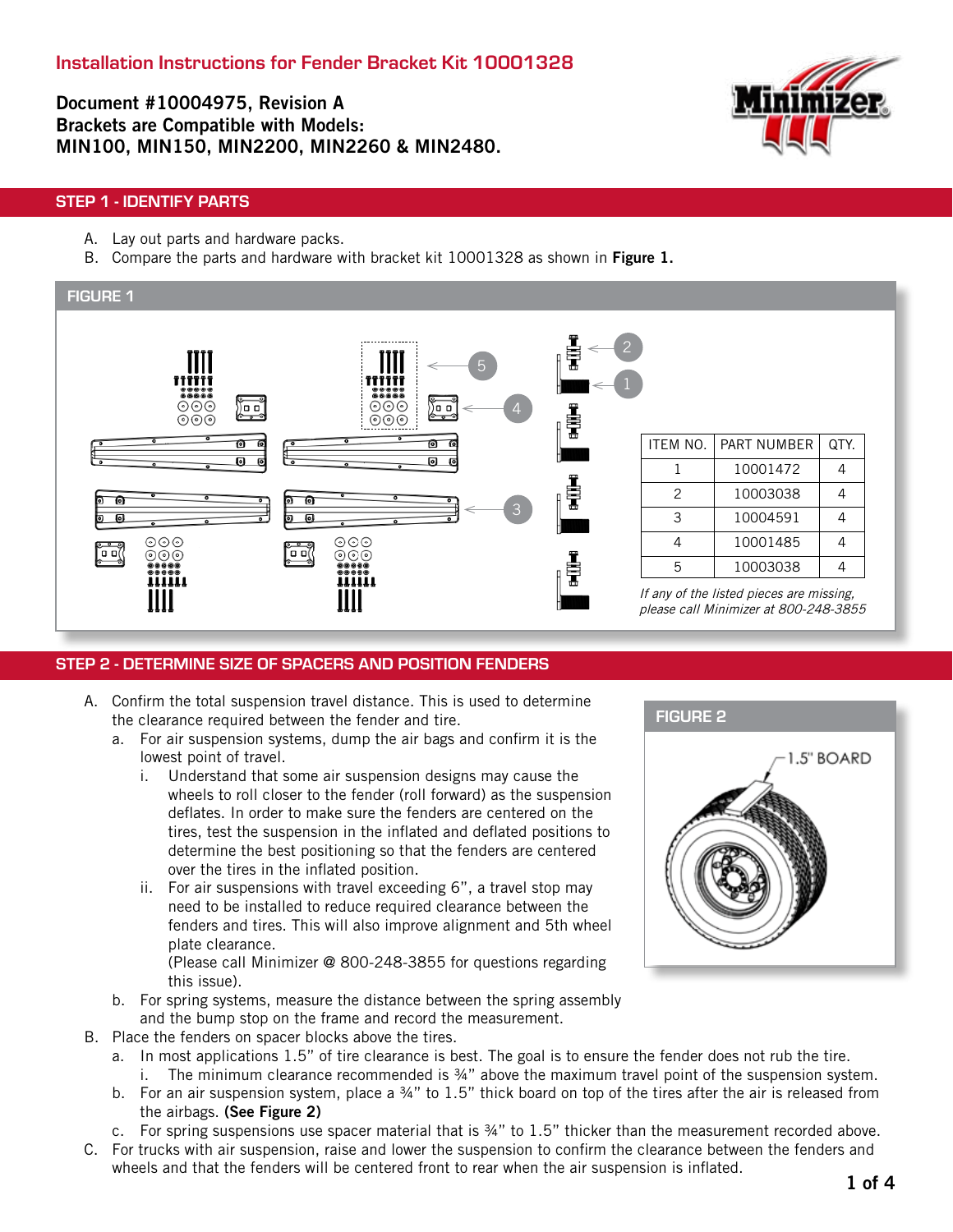# Installation Instructions for Fender Bracket Kit 10001328

**Document #10004975, Revision A**
**Brackets are Compatible with Models:**
**MIN100, MIN150, MIN2200, MIN2260 & MIN2480.**

## STEP 1 - IDENTIFY PARTS

A. Lay out parts and hardware packs.
B. Compare the parts and hardware with bracket kit 10001328 as shown in **Figure 1.**

FIGURE 1

| ITEM NO. | PART NUMBER | QTY. |
|---|---|---|
| 1 | 10001472 | 4 |
| 2 | 10003038 | 4 |
| 3 | 10004591 | 4 |
| 4 | 10001485 | 4 |
| 5 | 10003038 | 4 |

*If any of the listed pieces are missing, please call Minimizer at 800-248-3855*

## STEP 2 - DETERMINE SIZE OF SPACERS AND POSITION FENDERS

A. Confirm the total suspension travel distance. This is used to determine the clearance required between the fender and tire.
   a. For air suspension systems, dump the air bags and confirm it is the lowest point of travel.
      i. Understand that some air suspension designs may cause the wheels to roll closer to the fender (roll forward) as the suspension deflates. In order to make sure the fenders are centered on the tires, test the suspension in the inflated and deflated positions to determine the best positioning so that the fenders are centered over the tires in the inflated position.
      ii. For air suspensions with travel exceeding 6", a travel stop may need to be installed to reduce required clearance between the fenders and tires. This will also improve alignment and 5th wheel plate clearance.
      (Please call Minimizer @ 800-248-3855 for questions regarding this issue).
   b. For spring systems, measure the distance between the spring assembly and the bump stop on the frame and record the measurement.

B. Place the fenders on spacer blocks above the tires.
   a. In most applications 1.5" of tire clearance is best. The goal is to ensure the fender does not rub the tire.
      i. The minimum clearance recommended is ¾" above the maximum travel point of the suspension system.
   b. For an air suspension system, place a ¾" to 1.5" thick board on top of the tires after the air is released from the airbags. **(See Figure 2)**
   c. For spring suspensions use spacer material that is ¾" to 1.5" thicker than the measurement recorded above.

C. For trucks with air suspension, raise and lower the suspension to confirm the clearance between the fenders and wheels and that the fenders will be centered front to rear when the air suspension is inflated.

FIGURE 2

1.5" BOARD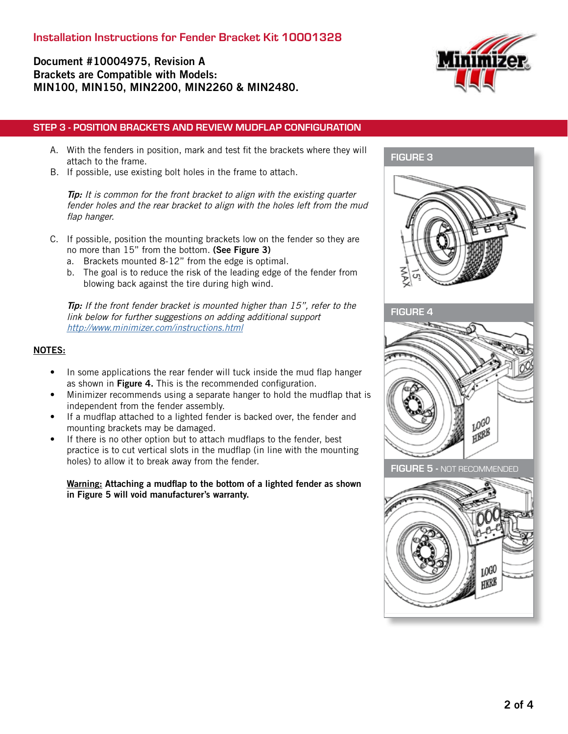# Installation Instructions for Fender Bracket Kit 10001328

**Document #10004975, Revision A**
**Brackets are Compatible with Models:**
**MIN100, MIN150, MIN2200, MIN2260 & MIN2480.**

## STEP 3 - POSITION BRACKETS AND REVIEW MUDFLAP CONFIGURATION

A. With the fenders in position, mark and test fit the brackets where they will attach to the frame.

B. If possible, use existing bolt holes in the frame to attach.

*Tip:* *It is common for the front bracket to align with the existing quarter fender holes and the rear bracket to align with the holes left from the mud flap hanger.*

C. If possible, position the mounting brackets low on the fender so they are no more than 15" from the bottom. **(See Figure 3)**

   a. Brackets mounted 8-12" from the edge is optimal.

   b. The goal is to reduce the risk of the leading edge of the fender from blowing back against the tire during high wind.

*Tip:* *If the front fender bracket is mounted higher than 15", refer to the link below for further suggestions on adding additional support* *http://www.minimizer.com/instructions.html*

**NOTES:**

- In some applications the rear fender will tuck inside the mud flap hanger as shown in **Figure 4.** This is the recommended configuration.
- Minimizer recommends using a separate hanger to hold the mudflap that is independent from the fender assembly.
- If a mudflap attached to a lighted fender is backed over, the fender and mounting brackets may be damaged.
- If there is no other option but to attach mudflaps to the fender, best practice is to cut vertical slots in the mudflap (in line with the mounting holes) to allow it to break away from the fender.

**Warning:** **Attaching a mudflap to the bottom of a lighted fender as shown in Figure 5 will void manufacturer's warranty.**

FIGURE 3

FIGURE 4

FIGURE 5 - NOT RECOMMENDED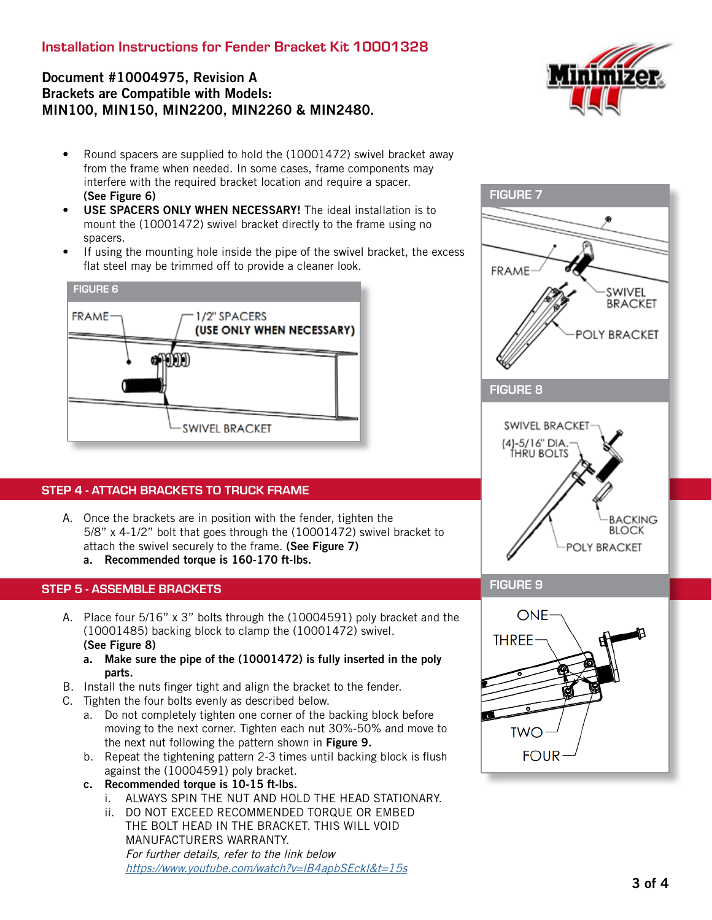# Installation Instructions for Fender Bracket Kit 10001328

**Document #10004975, Revision A**
**Brackets are Compatible with Models:**
**MIN100, MIN150, MIN2200, MIN2260 & MIN2480.**

- Round spacers are supplied to hold the (10001472) swivel bracket away from the frame when needed. In some cases, frame components may interfere with the required bracket location and require a spacer. **(See Figure 6)**
- **USE SPACERS ONLY WHEN NECESSARY!** The ideal installation is to mount the (10001472) swivel bracket directly to the frame using no spacers.
- If using the mounting hole inside the pipe of the swivel bracket, the excess flat steel may be trimmed off to provide a cleaner look.

FIGURE 6

FRAME — 1/2" SPACERS **(USE ONLY WHEN NECESSARY)** — SWIVEL BRACKET

FIGURE 7

FRAME — SWIVEL BRACKET — POLY BRACKET

FIGURE 8

SWIVEL BRACKET — (4)-5/16" DIA. THRU BOLTS — BACKING BLOCK — POLY BRACKET

FIGURE 9

ONE — THREE — TWO — FOUR

## STEP 4 - ATTACH BRACKETS TO TRUCK FRAME

A. Once the brackets are in position with the fender, tighten the 5/8" x 4-1/2" bolt that goes through the (10001472) swivel bracket to attach the swivel securely to the frame. **(See Figure 7)**
   a. **Recommended torque is 160-170 ft-lbs.**

## STEP 5 - ASSEMBLE BRACKETS

A. Place four 5/16" x 3" bolts through the (10004591) poly bracket and the (10001485) backing block to clamp the (10001472) swivel. **(See Figure 8)**
   a. **Make sure the pipe of the (10001472) is fully inserted in the poly parts.**

B. Install the nuts finger tight and align the bracket to the fender.

C. Tighten the four bolts evenly as described below.
   a. Do not completely tighten one corner of the backing block before moving to the next corner. Tighten each nut 30%-50% and move to the next nut following the pattern shown in **Figure 9.**
   b. Repeat the tightening pattern 2-3 times until backing block is flush against the (10004591) poly bracket.
   c. **Recommended torque is 10-15 ft-lbs.**
      i. ALWAYS SPIN THE NUT AND HOLD THE HEAD STATIONARY.
      ii. DO NOT EXCEED RECOMMENDED TORQUE OR EMBED THE BOLT HEAD IN THE BRACKET. THIS WILL VOID MANUFACTURERS WARRANTY.

      *For further details, refer to the link below*
      *https://www.youtube.com/watch?v=IB4apbSEckI&t=15s*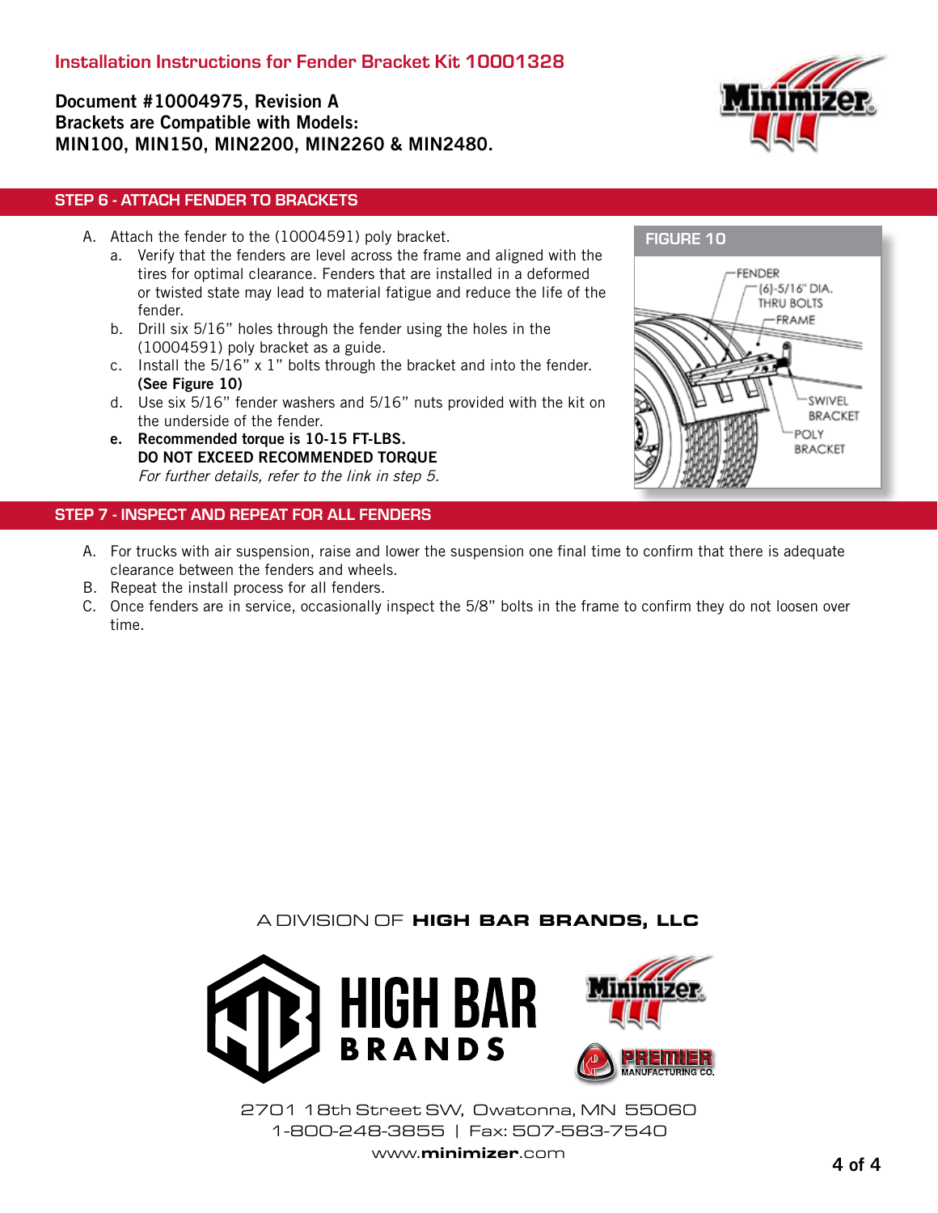Installation Instructions for Fender Bracket Kit 10001328

**Document #10004975, Revision A**
**Brackets are Compatible with Models:**
**MIN100, MIN150, MIN2200, MIN2260 & MIN2480.**

## STEP 6 - ATTACH FENDER TO BRACKETS

A. Attach the fender to the (10004591) poly bracket.
   a. Verify that the fenders are level across the frame and aligned with the tires for optimal clearance. Fenders that are installed in a deformed or twisted state may lead to material fatigue and reduce the life of the fender.
   b. Drill six 5/16” holes through the fender using the holes in the (10004591) poly bracket as a guide.
   c. Install the 5/16” x 1” bolts through the bracket and into the fender. **(See Figure 10)**
   d. Use six 5/16” fender washers and 5/16” nuts provided with the kit on the underside of the fender.
   **e. Recommended torque is 10-15 FT-LBS.**
   **DO NOT EXCEED RECOMMENDED TORQUE**
   *For further details, refer to the link in step 5.*

FIGURE 10

FENDER
(6)-5/16" DIA. THRU BOLTS
FRAME
SWIVEL BRACKET
POLY BRACKET

## STEP 7 - INSPECT AND REPEAT FOR ALL FENDERS

A. For trucks with air suspension, raise and lower the suspension one final time to confirm that there is adequate clearance between the fenders and wheels.
B. Repeat the install process for all fenders.
C. Once fenders are in service, occasionally inspect the 5/8” bolts in the frame to confirm they do not loosen over time.

A DIVISION OF **HIGH BAR BRANDS, LLC**

2701 18th Street SW, Owatonna, MN 55060
1-800-248-3855 | Fax: 507-583-7540
www.**minimizer**.com